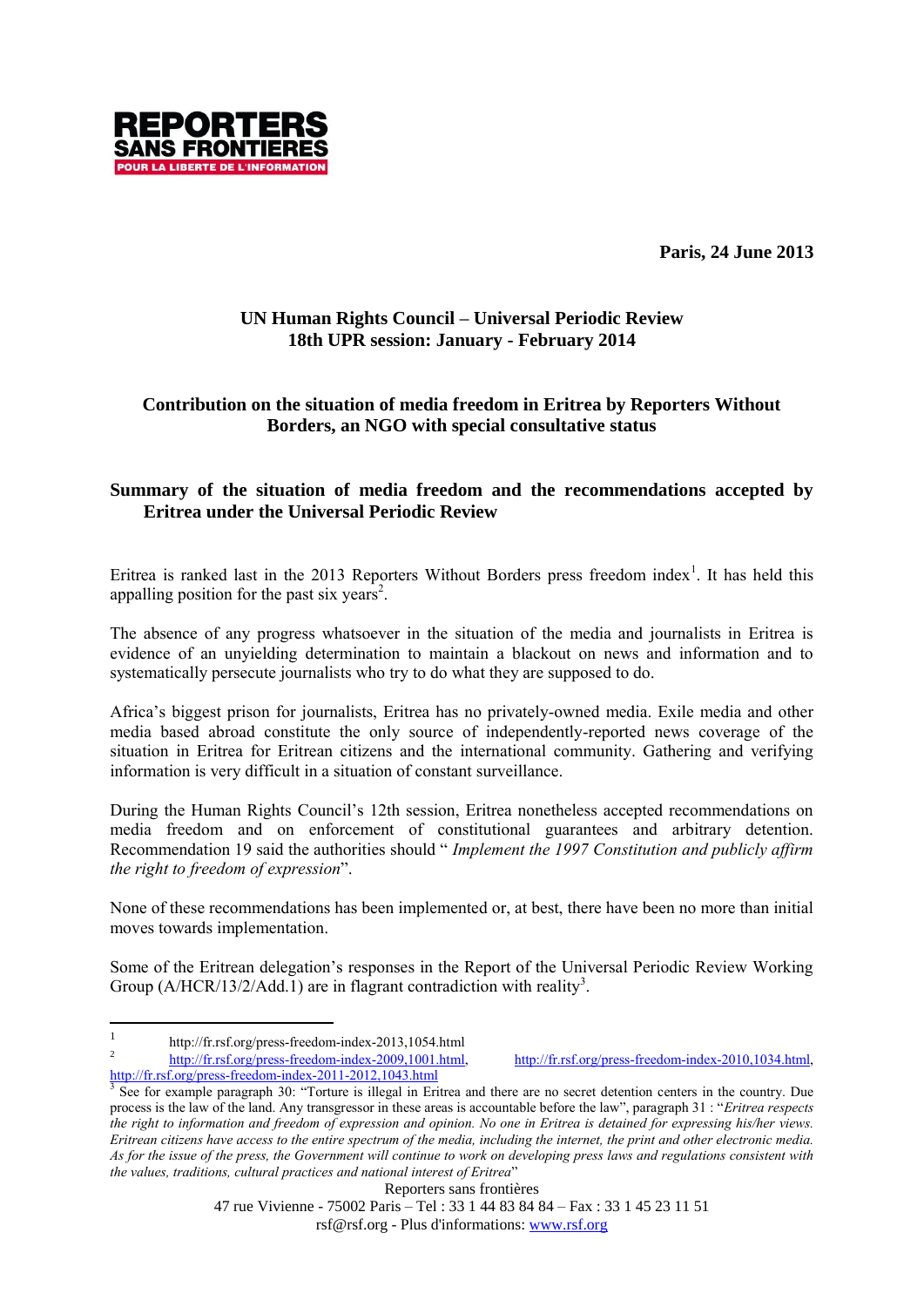**REPORTERS SANS FRONTIERES**
**POUR LA LIBERTE DE L'INFORMATION**

**Paris, 24 June 2013**

## UN Human Rights Council – Universal Periodic Review
## 18th UPR session: January - February 2014

### Contribution on the situation of media freedom in Eritrea by Reporters Without Borders, an NGO with special consultative status

### Summary of the situation of media freedom and the recommendations accepted by Eritrea under the Universal Periodic Review

Eritrea is ranked last in the 2013 Reporters Without Borders press freedom index[1]. It has held this appalling position for the past six years[2].

The absence of any progress whatsoever in the situation of the media and journalists in Eritrea is evidence of an unyielding determination to maintain a blackout on news and information and to systematically persecute journalists who try to do what they are supposed to do.

Africa's biggest prison for journalists, Eritrea has no privately-owned media. Exile media and other media based abroad constitute the only source of independently-reported news coverage of the situation in Eritrea for Eritrean citizens and the international community. Gathering and verifying information is very difficult in a situation of constant surveillance.

During the Human Rights Council's 12th session, Eritrea nonetheless accepted recommendations on media freedom and on enforcement of constitutional guarantees and arbitrary detention. Recommendation 19 said the authorities should " *Implement the 1997 Constitution and publicly affirm the right to freedom of expression*".

None of these recommendations has been implemented or, at best, there have been no more than initial moves towards implementation.

Some of the Eritrean delegation's responses in the Report of the Universal Periodic Review Working Group (A/HCR/13/2/Add.1) are in flagrant contradiction with reality[3].

---

[1] http://fr.rsf.org/press-freedom-index-2013,1054.html

[2] http://fr.rsf.org/press-freedom-index-2009,1001.html, http://fr.rsf.org/press-freedom-index-2010,1034.html, http://fr.rsf.org/press-freedom-index-2011-2012,1043.html

[3] See for example paragraph 30: "Torture is illegal in Eritrea and there are no secret detention centers in the country. Due process is the law of the land. Any transgressor in these areas is accountable before the law", paragraph 31 : "*Eritrea respects the right to information and freedom of expression and opinion. No one in Eritrea is detained for expressing his/her views. Eritrean citizens have access to the entire spectrum of the media, including the internet, the print and other electronic media. As for the issue of the press, the Government will continue to work on developing press laws and regulations consistent with the values, traditions, cultural practices and national interest of Eritrea*"

Reporters sans frontières
47 rue Vivienne - 75002 Paris – Tel : 33 1 44 83 84 84 – Fax : 33 1 45 23 11 51
rsf@rsf.org - Plus d'informations: www.rsf.org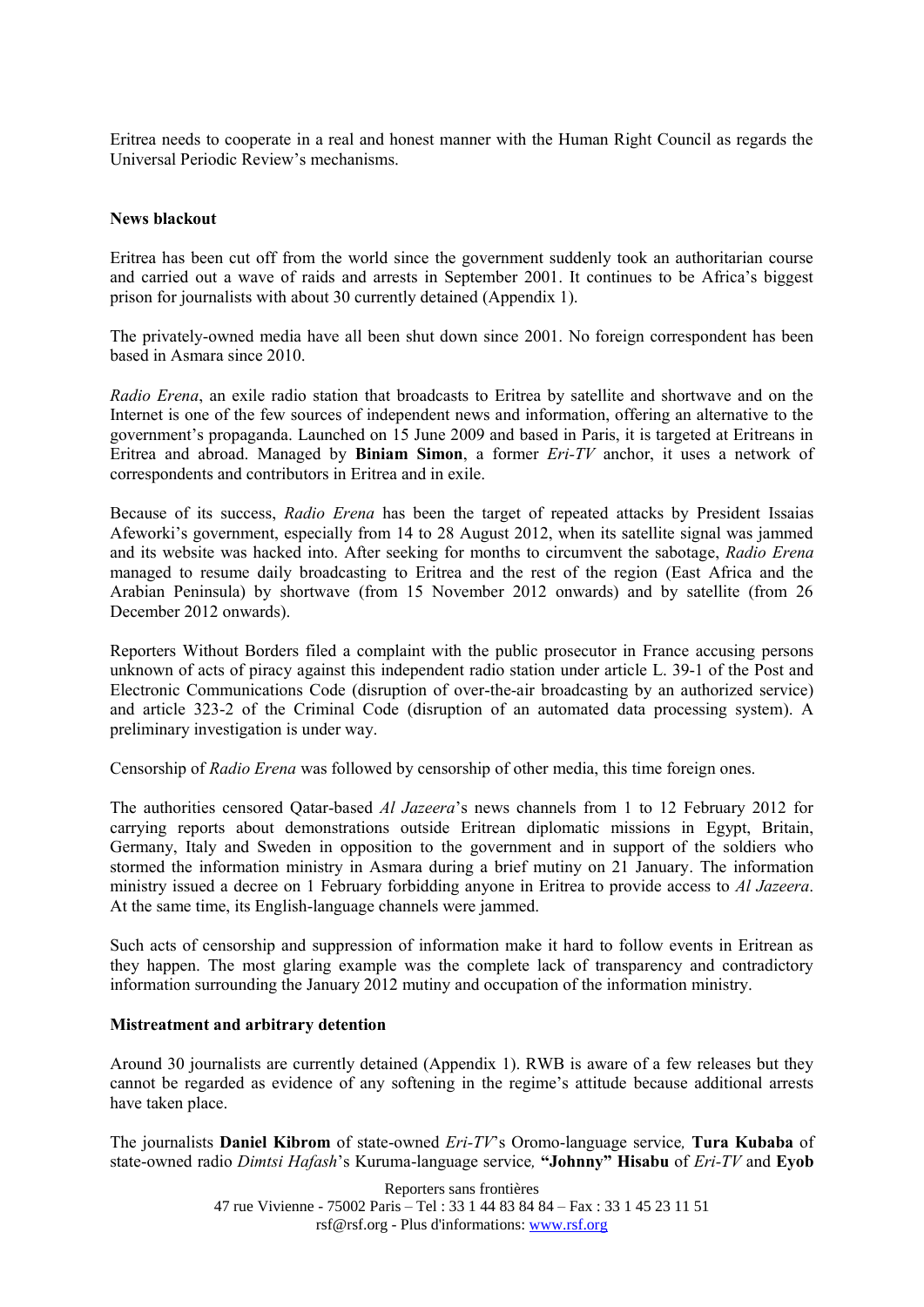Eritrea needs to cooperate in a real and honest manner with the Human Right Council as regards the Universal Periodic Review's mechanisms.

**News blackout**

Eritrea has been cut off from the world since the government suddenly took an authoritarian course and carried out a wave of raids and arrests in September 2001. It continues to be Africa's biggest prison for journalists with about 30 currently detained (Appendix 1).

The privately-owned media have all been shut down since 2001. No foreign correspondent has been based in Asmara since 2010.

*Radio Erena*, an exile radio station that broadcasts to Eritrea by satellite and shortwave and on the Internet is one of the few sources of independent news and information, offering an alternative to the government's propaganda. Launched on 15 June 2009 and based in Paris, it is targeted at Eritreans in Eritrea and abroad. Managed by **Biniam Simon**, a former *Eri-TV* anchor, it uses a network of correspondents and contributors in Eritrea and in exile.

Because of its success, *Radio Erena* has been the target of repeated attacks by President Issaias Afeworki's government, especially from 14 to 28 August 2012, when its satellite signal was jammed and its website was hacked into. After seeking for months to circumvent the sabotage, *Radio Erena* managed to resume daily broadcasting to Eritrea and the rest of the region (East Africa and the Arabian Peninsula) by shortwave (from 15 November 2012 onwards) and by satellite (from 26 December 2012 onwards).

Reporters Without Borders filed a complaint with the public prosecutor in France accusing persons unknown of acts of piracy against this independent radio station under article L. 39-1 of the Post and Electronic Communications Code (disruption of over-the-air broadcasting by an authorized service) and article 323-2 of the Criminal Code (disruption of an automated data processing system). A preliminary investigation is under way.

Censorship of *Radio Erena* was followed by censorship of other media, this time foreign ones.

The authorities censored Qatar-based *Al Jazeera*'s news channels from 1 to 12 February 2012 for carrying reports about demonstrations outside Eritrean diplomatic missions in Egypt, Britain, Germany, Italy and Sweden in opposition to the government and in support of the soldiers who stormed the information ministry in Asmara during a brief mutiny on 21 January. The information ministry issued a decree on 1 February forbidding anyone in Eritrea to provide access to *Al Jazeera*. At the same time, its English-language channels were jammed.

Such acts of censorship and suppression of information make it hard to follow events in Eritrean as they happen. The most glaring example was the complete lack of transparency and contradictory information surrounding the January 2012 mutiny and occupation of the information ministry.

**Mistreatment and arbitrary detention**

Around 30 journalists are currently detained (Appendix 1). RWB is aware of a few releases but they cannot be regarded as evidence of any softening in the regime's attitude because additional arrests have taken place.

The journalists **Daniel Kibrom** of state-owned *Eri-TV*'s Oromo-language service*,* **Tura Kubaba** of state-owned radio *Dimtsi Hafash*'s Kuruma-language service*,* **"Johnny" Hisabu** of *Eri-TV* and **Eyob**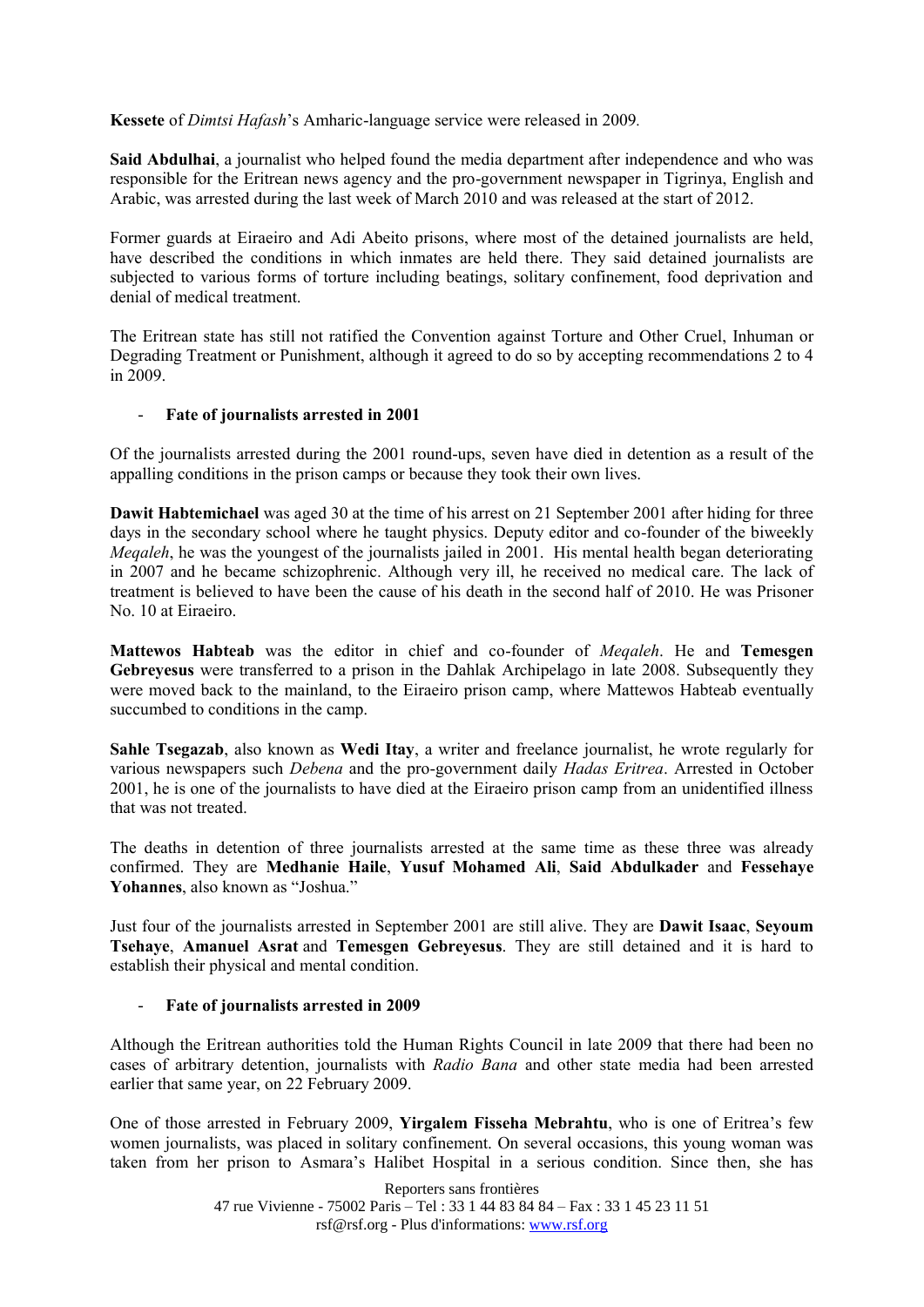**Kessete** of *Dimtsi Hafash*'s Amharic-language service were released in 2009.

**Said Abdulhai**, a journalist who helped found the media department after independence and who was responsible for the Eritrean news agency and the pro-government newspaper in Tigrinya, English and Arabic, was arrested during the last week of March 2010 and was released at the start of 2012.

Former guards at Eiraeiro and Adi Abeito prisons, where most of the detained journalists are held, have described the conditions in which inmates are held there. They said detained journalists are subjected to various forms of torture including beatings, solitary confinement, food deprivation and denial of medical treatment.

The Eritrean state has still not ratified the Convention against Torture and Other Cruel, Inhuman or Degrading Treatment or Punishment, although it agreed to do so by accepting recommendations 2 to 4 in 2009.

- **Fate of journalists arrested in 2001**

Of the journalists arrested during the 2001 round-ups, seven have died in detention as a result of the appalling conditions in the prison camps or because they took their own lives.

**Dawit Habtemichael** was aged 30 at the time of his arrest on 21 September 2001 after hiding for three days in the secondary school where he taught physics. Deputy editor and co-founder of the biweekly *Meqaleh*, he was the youngest of the journalists jailed in 2001. His mental health began deteriorating in 2007 and he became schizophrenic. Although very ill, he received no medical care. The lack of treatment is believed to have been the cause of his death in the second half of 2010. He was Prisoner No. 10 at Eiraeiro.

**Mattewos Habteab** was the editor in chief and co-founder of *Meqaleh*. He and **Temesgen Gebreyesus** were transferred to a prison in the Dahlak Archipelago in late 2008. Subsequently they were moved back to the mainland, to the Eiraeiro prison camp, where Mattewos Habteab eventually succumbed to conditions in the camp.

**Sahle Tsegazab**, also known as **Wedi Itay**, a writer and freelance journalist, he wrote regularly for various newspapers such *Debena* and the pro-government daily *Hadas Eritrea*. Arrested in October 2001, he is one of the journalists to have died at the Eiraeiro prison camp from an unidentified illness that was not treated.

The deaths in detention of three journalists arrested at the same time as these three was already confirmed. They are **Medhanie Haile**, **Yusuf Mohamed Ali**, **Said Abdulkader** and **Fessehaye Yohannes**, also known as "Joshua."

Just four of the journalists arrested in September 2001 are still alive. They are **Dawit Isaac**, **Seyoum Tsehaye**, **Amanuel Asrat** and **Temesgen Gebreyesus**. They are still detained and it is hard to establish their physical and mental condition.

- **Fate of journalists arrested in 2009**

Although the Eritrean authorities told the Human Rights Council in late 2009 that there had been no cases of arbitrary detention, journalists with *Radio Bana* and other state media had been arrested earlier that same year, on 22 February 2009.

One of those arrested in February 2009, **Yirgalem Fisseha Mebrahtu**, who is one of Eritrea's few women journalists, was placed in solitary confinement. On several occasions, this young woman was taken from her prison to Asmara's Halibet Hospital in a serious condition. Since then, she has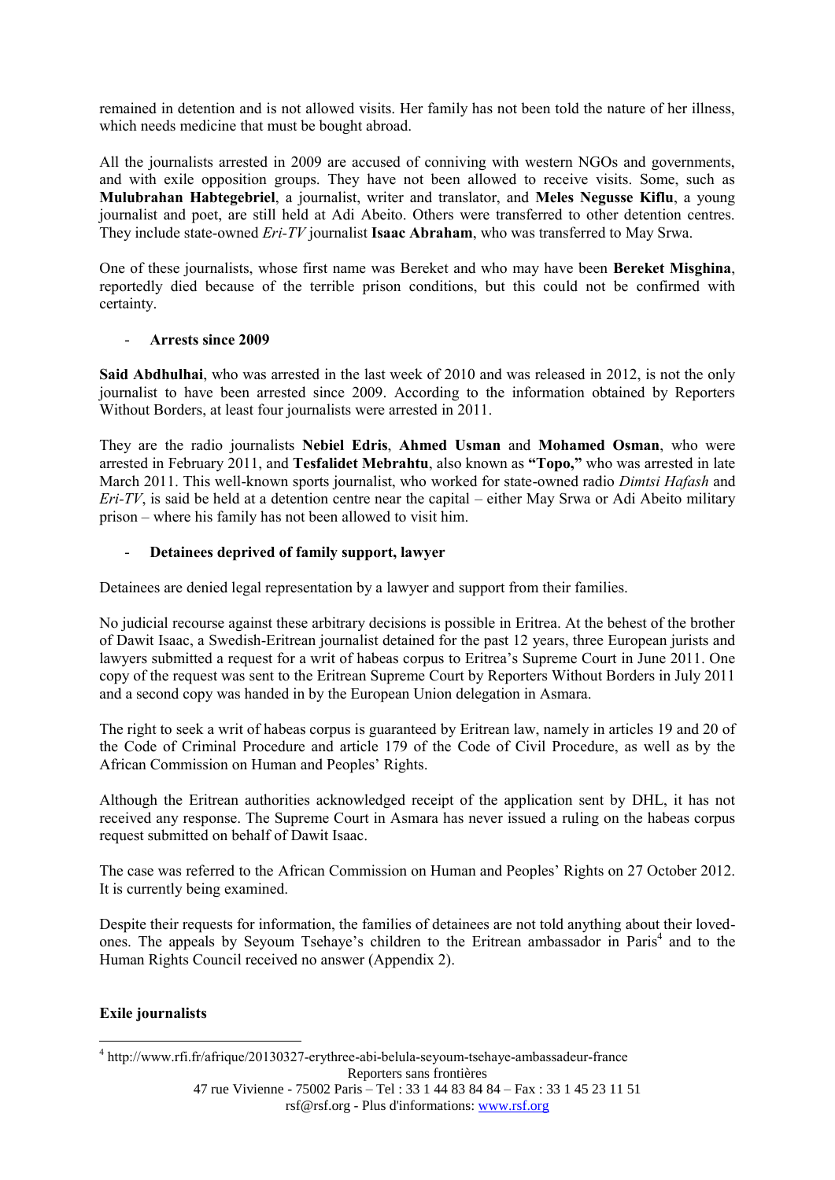remained in detention and is not allowed visits. Her family has not been told the nature of her illness, which needs medicine that must be bought abroad.

All the journalists arrested in 2009 are accused of conniving with western NGOs and governments, and with exile opposition groups. They have not been allowed to receive visits. Some, such as **Mulubrahan Habtegebriel**, a journalist, writer and translator, and **Meles Negusse Kiflu**, a young journalist and poet, are still held at Adi Abeito. Others were transferred to other detention centres. They include state-owned *Eri-TV* journalist **Isaac Abraham**, who was transferred to May Srwa.

One of these journalists, whose first name was Bereket and who may have been **Bereket Misghina**, reportedly died because of the terrible prison conditions, but this could not be confirmed with certainty.

- **Arrests since 2009**

**Said Abdhulhai**, who was arrested in the last week of 2010 and was released in 2012, is not the only journalist to have been arrested since 2009. According to the information obtained by Reporters Without Borders, at least four journalists were arrested in 2011.

They are the radio journalists **Nebiel Edris**, **Ahmed Usman** and **Mohamed Osman**, who were arrested in February 2011, and **Tesfalidet Mebrahtu**, also known as **"Topo,"** who was arrested in late March 2011. This well-known sports journalist, who worked for state-owned radio *Dimtsi Hafash* and *Eri-TV*, is said be held at a detention centre near the capital – either May Srwa or Adi Abeito military prison – where his family has not been allowed to visit him.

- **Detainees deprived of family support, lawyer**

Detainees are denied legal representation by a lawyer and support from their families.

No judicial recourse against these arbitrary decisions is possible in Eritrea. At the behest of the brother of Dawit Isaac, a Swedish-Eritrean journalist detained for the past 12 years, three European jurists and lawyers submitted a request for a writ of habeas corpus to Eritrea's Supreme Court in June 2011. One copy of the request was sent to the Eritrean Supreme Court by Reporters Without Borders in July 2011 and a second copy was handed in by the European Union delegation in Asmara.

The right to seek a writ of habeas corpus is guaranteed by Eritrean law, namely in articles 19 and 20 of the Code of Criminal Procedure and article 179 of the Code of Civil Procedure, as well as by the African Commission on Human and Peoples' Rights.

Although the Eritrean authorities acknowledged receipt of the application sent by DHL, it has not received any response. The Supreme Court in Asmara has never issued a ruling on the habeas corpus request submitted on behalf of Dawit Isaac.

The case was referred to the African Commission on Human and Peoples' Rights on 27 October 2012. It is currently being examined.

Despite their requests for information, the families of detainees are not told anything about their loved-ones. The appeals by Seyoum Tsehaye's children to the Eritrean ambassador in Paris[4] and to the Human Rights Council received no answer (Appendix 2).

**Exile journalists**

[4] http://www.rfi.fr/afrique/20130327-erythree-abi-belula-seyoum-tsehaye-ambassadeur-france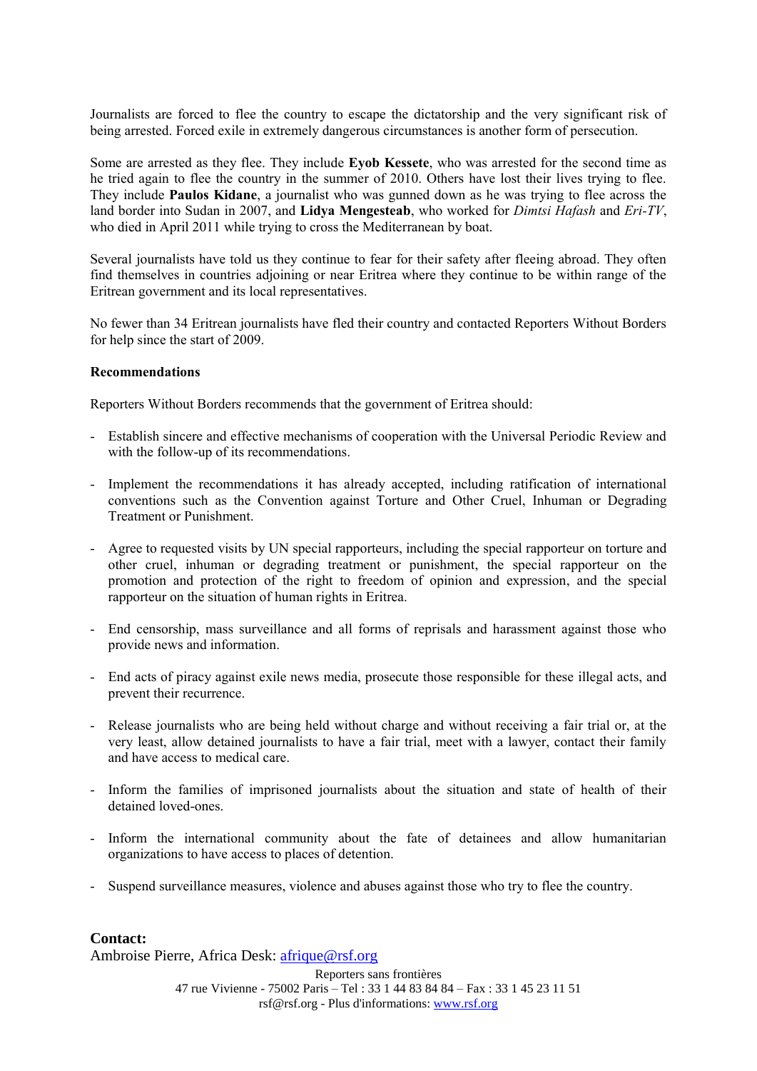Journalists are forced to flee the country to escape the dictatorship and the very significant risk of being arrested. Forced exile in extremely dangerous circumstances is another form of persecution.

Some are arrested as they flee. They include **Eyob Kessete**, who was arrested for the second time as he tried again to flee the country in the summer of 2010. Others have lost their lives trying to flee. They include **Paulos Kidane**, a journalist who was gunned down as he was trying to flee across the land border into Sudan in 2007, and **Lidya Mengesteab**, who worked for *Dimtsi Hafash* and *Eri-TV*, who died in April 2011 while trying to cross the Mediterranean by boat.

Several journalists have told us they continue to fear for their safety after fleeing abroad. They often find themselves in countries adjoining or near Eritrea where they continue to be within range of the Eritrean government and its local representatives.

No fewer than 34 Eritrean journalists have fled their country and contacted Reporters Without Borders for help since the start of 2009.

**Recommendations**

Reporters Without Borders recommends that the government of Eritrea should:

- Establish sincere and effective mechanisms of cooperation with the Universal Periodic Review and with the follow-up of its recommendations.

- Implement the recommendations it has already accepted, including ratification of international conventions such as the Convention against Torture and Other Cruel, Inhuman or Degrading Treatment or Punishment.

- Agree to requested visits by UN special rapporteurs, including the special rapporteur on torture and other cruel, inhuman or degrading treatment or punishment, the special rapporteur on the promotion and protection of the right to freedom of opinion and expression, and the special rapporteur on the situation of human rights in Eritrea.

- End censorship, mass surveillance and all forms of reprisals and harassment against those who provide news and information.

- End acts of piracy against exile news media, prosecute those responsible for these illegal acts, and prevent their recurrence.

- Release journalists who are being held without charge and without receiving a fair trial or, at the very least, allow detained journalists to have a fair trial, meet with a lawyer, contact their family and have access to medical care.

- Inform the families of imprisoned journalists about the situation and state of health of their detained loved-ones.

- Inform the international community about the fate of detainees and allow humanitarian organizations to have access to places of detention.

- Suspend surveillance measures, violence and abuses against those who try to flee the country.

**Contact:**
Ambroise Pierre, Africa Desk: afrique@rsf.org

Reporters sans frontières
47 rue Vivienne - 75002 Paris – Tel : 33 1 44 83 84 84 – Fax : 33 1 45 23 11 51
rsf@rsf.org - Plus d'informations: www.rsf.org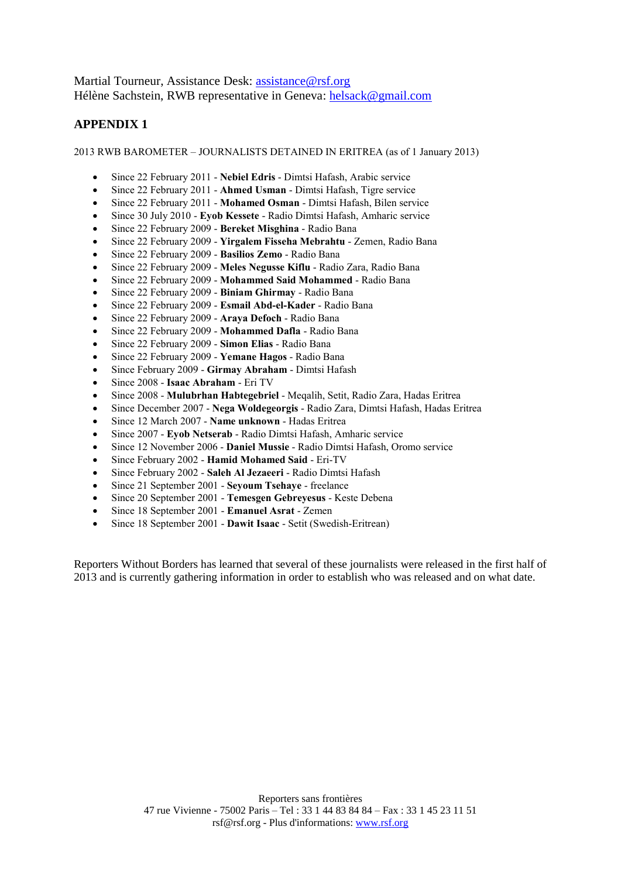Martial Tourneur, Assistance Desk: assistance@rsf.org
Hélène Sachstein, RWB representative in Geneva: helsack@gmail.com

## APPENDIX 1

2013 RWB BAROMETER – JOURNALISTS DETAINED IN ERITREA (as of 1 January 2013)

- Since 22 February 2011 - **Nebiel Edris** - Dimtsi Hafash, Arabic service
- Since 22 February 2011 - **Ahmed Usman** - Dimtsi Hafash, Tigre service
- Since 22 February 2011 - **Mohamed Osman** - Dimtsi Hafash, Bilen service
- Since 30 July 2010 - **Eyob Kessete** - Radio Dimtsi Hafash, Amharic service
- Since 22 February 2009 - **Bereket Misghina** - Radio Bana
- Since 22 February 2009 - **Yirgalem Fisseha Mebrahtu** - Zemen, Radio Bana
- Since 22 February 2009 - **Basilios Zemo** - Radio Bana
- Since 22 February 2009 - **Meles Negusse Kiflu** - Radio Zara, Radio Bana
- Since 22 February 2009 - **Mohammed Said Mohammed** - Radio Bana
- Since 22 February 2009 - **Biniam Ghirmay** - Radio Bana
- Since 22 February 2009 - **Esmail Abd-el-Kader** - Radio Bana
- Since 22 February 2009 - **Araya Defoch** - Radio Bana
- Since 22 February 2009 - **Mohammed Dafla** - Radio Bana
- Since 22 February 2009 - **Simon Elias** - Radio Bana
- Since 22 February 2009 - **Yemane Hagos** - Radio Bana
- Since February 2009 - **Girmay Abraham** - Dimtsi Hafash
- Since 2008 - **Isaac Abraham** - Eri TV
- Since 2008 - **Mulubrhan Habtegebriel** - Meqalih, Setit, Radio Zara, Hadas Eritrea
- Since December 2007 - **Nega Woldegeorgis** - Radio Zara, Dimtsi Hafash, Hadas Eritrea
- Since 12 March 2007 - **Name unknown** - Hadas Eritrea
- Since 2007 - **Eyob Netserab** - Radio Dimtsi Hafash, Amharic service
- Since 12 November 2006 - **Daniel Mussie** - Radio Dimtsi Hafash, Oromo service
- Since February 2002 - **Hamid Mohamed Said** - Eri-TV
- Since February 2002 - **Saleh Al Jezaeeri** - Radio Dimtsi Hafash
- Since 21 September 2001 - **Seyoum Tsehaye** - freelance
- Since 20 September 2001 - **Temesgen Gebreyesus** - Keste Debena
- Since 18 September 2001 - **Emanuel Asrat** - Zemen
- Since 18 September 2001 - **Dawit Isaac** - Setit (Swedish-Eritrean)

Reporters Without Borders has learned that several of these journalists were released in the first half of 2013 and is currently gathering information in order to establish who was released and on what date.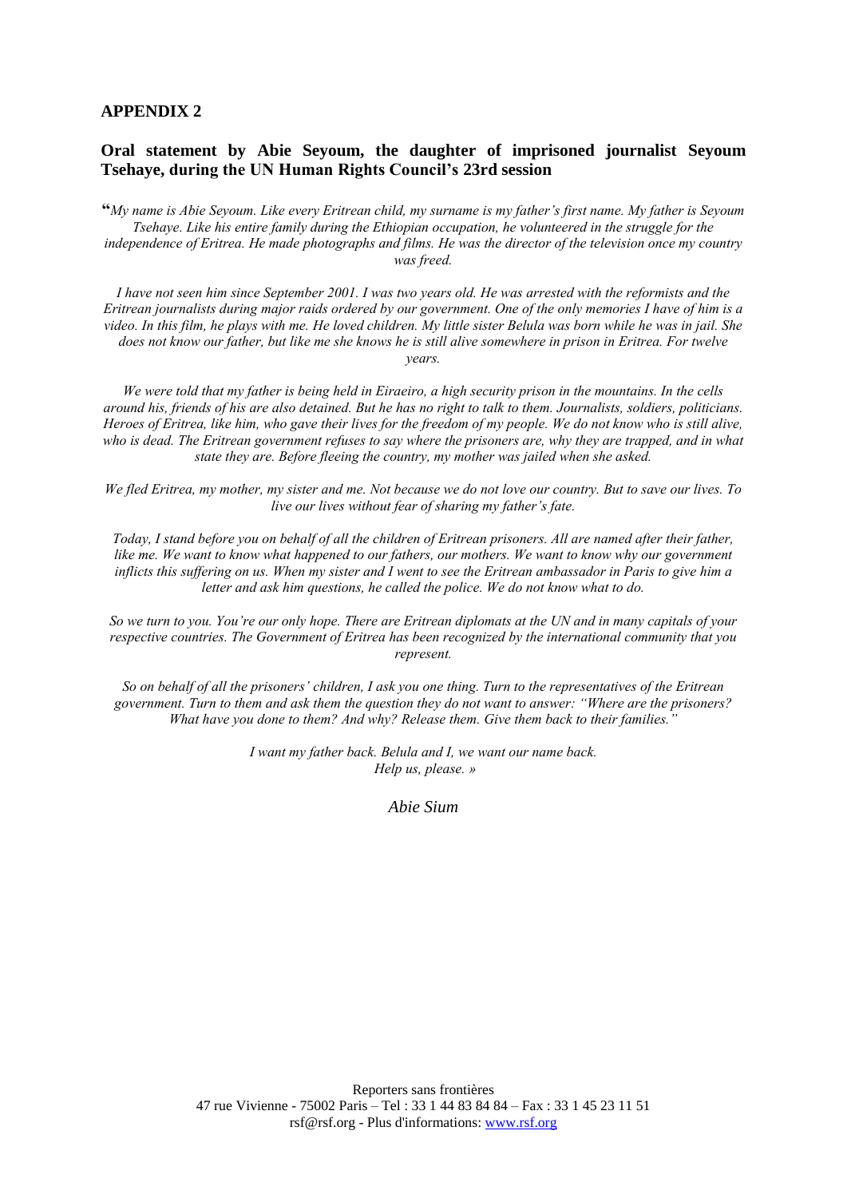## APPENDIX 2

### Oral statement by Abie Seyoum, the daughter of imprisoned journalist Seyoum Tsehaye, during the UN Human Rights Council's 23rd session

"*My name is Abie Seyoum. Like every Eritrean child, my surname is my father's first name. My father is Seyoum Tsehaye. Like his entire family during the Ethiopian occupation, he volunteered in the struggle for the independence of Eritrea. He made photographs and films. He was the director of the television once my country was freed.*

*I have not seen him since September 2001. I was two years old. He was arrested with the reformists and the Eritrean journalists during major raids ordered by our government. One of the only memories I have of him is a video. In this film, he plays with me. He loved children. My little sister Belula was born while he was in jail. She does not know our father, but like me she knows he is still alive somewhere in prison in Eritrea. For twelve years.*

*We were told that my father is being held in Eiraeiro, a high security prison in the mountains. In the cells around his, friends of his are also detained. But he has no right to talk to them. Journalists, soldiers, politicians. Heroes of Eritrea, like him, who gave their lives for the freedom of my people. We do not know who is still alive, who is dead. The Eritrean government refuses to say where the prisoners are, why they are trapped, and in what state they are. Before fleeing the country, my mother was jailed when she asked.*

*We fled Eritrea, my mother, my sister and me. Not because we do not love our country. But to save our lives. To live our lives without fear of sharing my father's fate.*

*Today, I stand before you on behalf of all the children of Eritrean prisoners. All are named after their father, like me. We want to know what happened to our fathers, our mothers. We want to know why our government inflicts this suffering on us. When my sister and I went to see the Eritrean ambassador in Paris to give him a letter and ask him questions, he called the police. We do not know what to do.*

*So we turn to you. You're our only hope. There are Eritrean diplomats at the UN and in many capitals of your respective countries. The Government of Eritrea has been recognized by the international community that you represent.*

*So on behalf of all the prisoners' children, I ask you one thing. Turn to the representatives of the Eritrean government. Turn to them and ask them the question they do not want to answer: "Where are the prisoners? What have you done to them? And why? Release them. Give them back to their families."*

*I want my father back. Belula and I, we want our name back.*
*Help us, please. »*

*Abie Sium*

Reporters sans frontières
47 rue Vivienne - 75002 Paris – Tel : 33 1 44 83 84 84 – Fax : 33 1 45 23 11 51
rsf@rsf.org - Plus d'informations: www.rsf.org